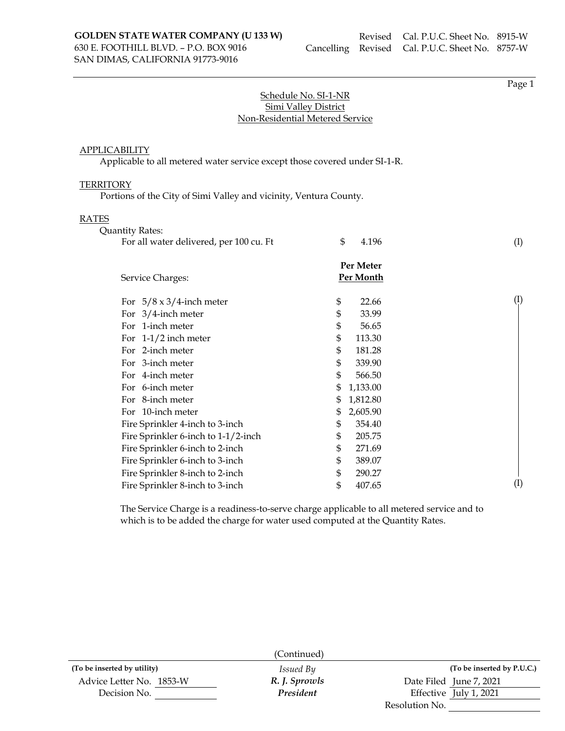**GOLDEN STATE WATER COMPANY (U 133 W)**
630 E. FOOTHILL BLVD. – P.O. BOX 9016
SAN DIMAS, CALIFORNIA 91773-9016

Revised Cal. P.U.C. Sheet No. 8915-W
Cancelling Revised Cal. P.U.C. Sheet No. 8757-W

## Schedule No. SI-1-NR
## Simi Valley District
## Non-Residential Metered Service

APPLICABILITY

Applicable to all metered water service except those covered under SI-1-R.

TERRITORY

Portions of the City of Simi Valley and vicinity, Ventura County.

RATES

Quantity Rates:

| | | |
|---|---|---|
| For all water delivered, per 100 cu. Ft | $ 4.196 | (I) |

| Service Charges: | Per Meter Per Month | |
|---|---|---|
| For 5/8 x 3/4-inch meter | $ 22.66 | (I) |
| For 3/4-inch meter | $ 33.99 | |
| For 1-inch meter | $ 56.65 | |
| For 1-1/2 inch meter | $ 113.30 | |
| For 2-inch meter | $ 181.28 | |
| For 3-inch meter | $ 339.90 | |
| For 4-inch meter | $ 566.50 | |
| For 6-inch meter | $ 1,133.00 | |
| For 8-inch meter | $ 1,812.80 | |
| For 10-inch meter | $ 2,605.90 | |
| Fire Sprinkler 4-inch to 3-inch | $ 354.40 | |
| Fire Sprinkler 6-inch to 1-1/2-inch | $ 205.75 | |
| Fire Sprinkler 6-inch to 2-inch | $ 271.69 | |
| Fire Sprinkler 6-inch to 3-inch | $ 389.07 | |
| Fire Sprinkler 8-inch to 2-inch | $ 290.27 | |
| Fire Sprinkler 8-inch to 3-inch | $ 407.65 | (I) |

The Service Charge is a readiness-to-serve charge applicable to all metered service and to which is to be added the charge for water used computed at the Quantity Rates.

(Continued)

| (To be inserted by utility) | Issued By | (To be inserted by P.U.C.) |
|---|---|---|
| Advice Letter No. 1853-W | *R. J. Sprowls* | Date Filed June 7, 2021 |
| Decision No. | *President* | Effective July 1, 2021 |
| | | Resolution No. |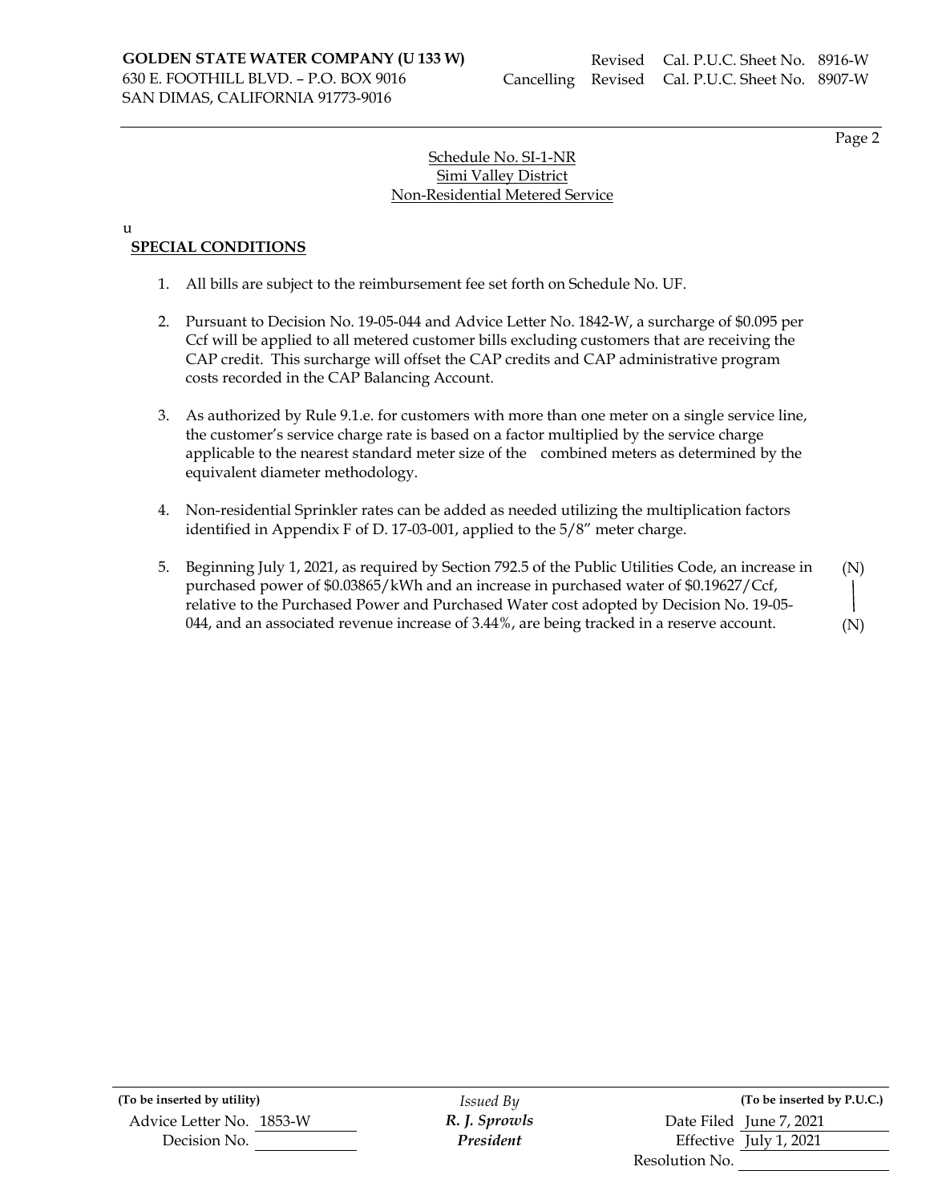**GOLDEN STATE WATER COMPANY (U 133 W)**
630 E. FOOTHILL BLVD. – P.O. BOX 9016
SAN DIMAS, CALIFORNIA 91773-9016

Revised Cal. P.U.C. Sheet No. 8916-W
Cancelling Revised Cal. P.U.C. Sheet No. 8907-W

Schedule No. SI-1-NR
Simi Valley District
Non-Residential Metered Service

u

**SPECIAL CONDITIONS**

1. All bills are subject to the reimbursement fee set forth on Schedule No. UF.

2. Pursuant to Decision No. 19-05-044 and Advice Letter No. 1842-W, a surcharge of $0.095 per Ccf will be applied to all metered customer bills excluding customers that are receiving the CAP credit. This surcharge will offset the CAP credits and CAP administrative program costs recorded in the CAP Balancing Account.

3. As authorized by Rule 9.1.e. for customers with more than one meter on a single service line, the customer's service charge rate is based on a factor multiplied by the service charge applicable to the nearest standard meter size of the combined meters as determined by the equivalent diameter methodology.

4. Non-residential Sprinkler rates can be added as needed utilizing the multiplication factors identified in Appendix F of D. 17-03-001, applied to the 5/8" meter charge.

5. Beginning July 1, 2021, as required by Section 792.5 of the Public Utilities Code, an increase in purchased power of $0.03865/kWh and an increase in purchased water of $0.19627/Ccf, relative to the Purchased Power and Purchased Water cost adopted by Decision No. 19-05-044, and an associated revenue increase of 3.44%, are being tracked in a reserve account. (N)

| (To be inserted by utility) | Issued By | (To be inserted by P.U.C.) |
|---|---|---|
| Advice Letter No. 1853-W | *R. J. Sprowls* | Date Filed June 7, 2021 |
| Decision No. | *President* | Effective July 1, 2021 |
| | | Resolution No. |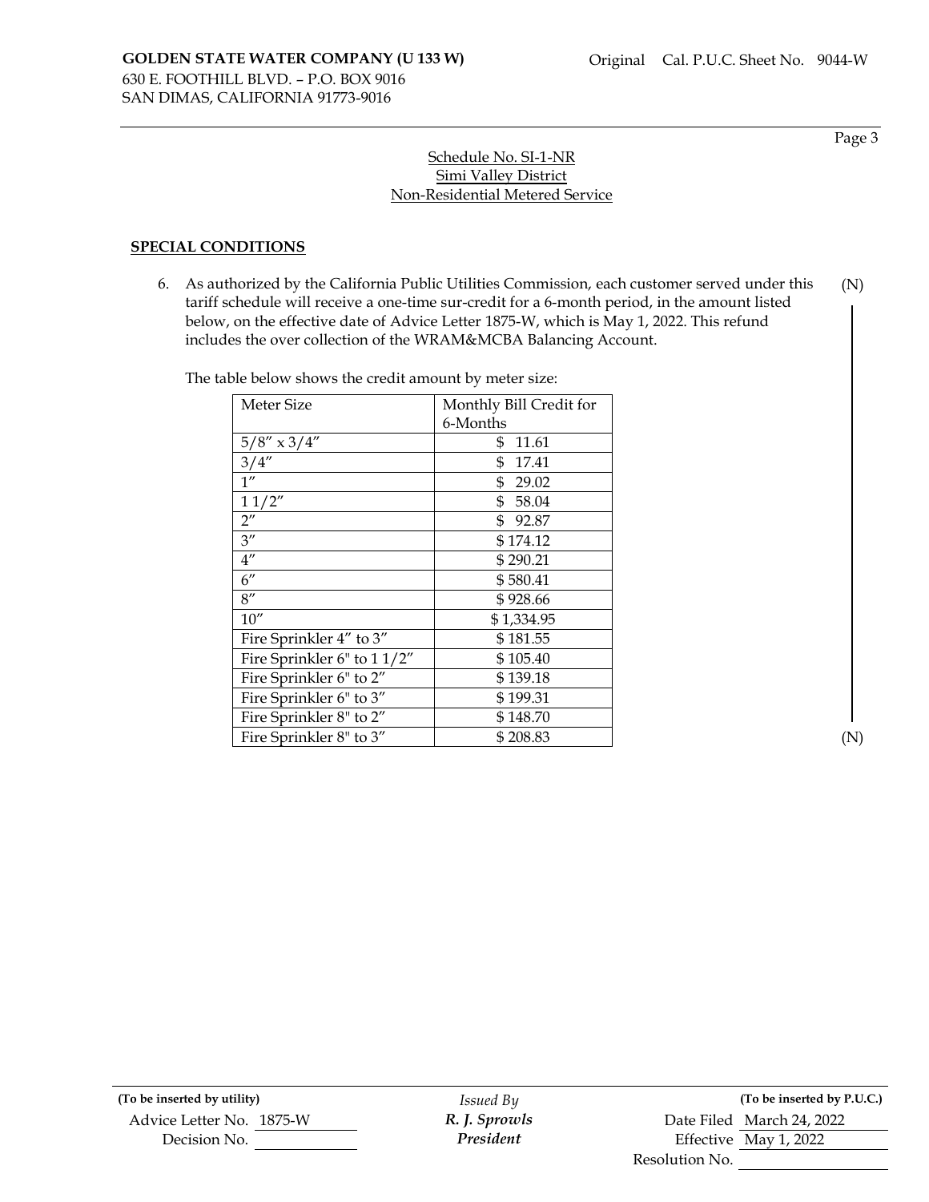Schedule No. SI-1-NR
Simi Valley District
Non-Residential Metered Service

**SPECIAL CONDITIONS**

6. As authorized by the California Public Utilities Commission, each customer served under this tariff schedule will receive a one-time sur-credit for a 6-month period, in the amount listed below, on the effective date of Advice Letter 1875-W, which is May 1, 2022. This refund includes the over collection of the WRAM&MCBA Balancing Account. (N)

   The table below shows the credit amount by meter size:

| Meter Size | Monthly Bill Credit for 6-Months |
|---|---|
| 5/8″ x 3/4″ | $ 11.61 |
| 3/4″ | $ 17.41 |
| 1″ | $ 29.02 |
| 1 1/2″ | $ 58.04 |
| 2″ | $ 92.87 |
| 3″ | $ 174.12 |
| 4″ | $ 290.21 |
| 6″ | $ 580.41 |
| 8″ | $ 928.66 |
| 10″ | $ 1,334.95 |
| Fire Sprinkler 4″ to 3″ | $ 181.55 |
| Fire Sprinkler 6" to 1 1/2″ | $ 105.40 |
| Fire Sprinkler 6" to 2″ | $ 139.18 |
| Fire Sprinkler 6" to 3″ | $ 199.31 |
| Fire Sprinkler 8" to 2″ | $ 148.70 |
| Fire Sprinkler 8" to 3″ | $ 208.83 |

(N)